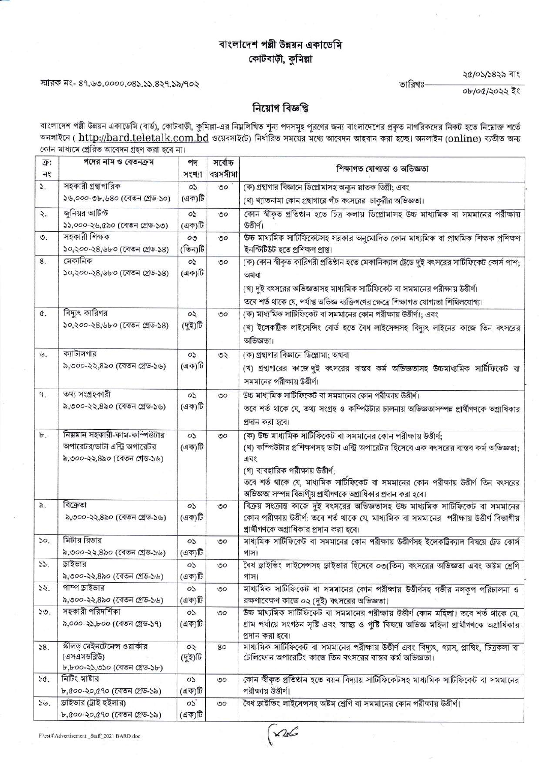# বাংলাদেশ পল্লী উন্নয়ন একাডেমি
## কোটবাড়ী, কুমিল্লা

স্মারক নং- ৪৭.৬৩.০০০০.০৪১.১১.৪২৭.১৯/৭০২

তারিখঃ ২৫/০১/১৪২৯ বাং
০৮/০৫/২০২২ ইং

## নিয়োগ বিজ্ঞপ্তি

বাংলাদেশ পল্লী উন্নয়ন একাডেমি (বার্ড), কোটবাড়ী, কুমিল্লা-এর নিম্নলিখিত শূন্য পদসমূহ পূরণের জন্য বাংলাদেশের প্রকৃত নাগরিকদের নিকট হতে নিম্নোক্ত শর্তে অনলাইনে ( http://bard.teletalk.com.bd ওয়েবসাইটে) নির্ধারিত সময়ের মধ্যে আবেদন আহবান করা হচ্ছে। অনলাইন (online) ব্যতীত অন্য কোন মাধ্যমে প্রেরিত আবেদন গ্রহণ করা হবে না।

| ক্র: নং | পদের নাম ও বেতনক্রম | পদ সংখ্যা | সর্বোচ্চ বয়সসীমা | শিক্ষাগত যোগ্যতা ও অভিজ্ঞতা |
|---|---|---|---|---|
| ১. | সহকারী গ্রন্থাগারিক<br>১৬,০০০-৩৮,৬৪০ (বেতন গ্রেড-১০) | ০১ (এক)টি | ৩০ | (ক) গ্রন্থাগার বিজ্ঞানে ডিপ্লোমাসহ অন্যূন স্নাতক ডিগ্রী; এবং<br>(খ) খ্যাতনামা কোন গ্রন্থাগারে পাঁচ বৎসরের চাকুরীর অভিজ্ঞতা। |
| ২. | জুনিয়র আর্টিস্ট<br>১১,০০০-২৬,৫৯০ (বেতন গ্রেড-১৩) | ০১ (এক)টি | ৩০ | কোন স্বীকৃত প্রতিষ্ঠান হতে চিত্র কলায় ডিপ্লোমাসহ উচ্চ মাধ্যমিক বা সমমানের পরীক্ষায় উত্তীর্ণ। |
| ৩. | সহকারী শিক্ষক<br>১০,২০০-২৪,৬৮০ (বেতন গ্রেড-১৪) | ০৩ (তিন)টি | ৩০ | উচ্চ মাধ্যমিক সার্টিফিকেটসহ সরকার অনুমোদিত কোন মাধ্যমিক বা প্রাথমিক শিক্ষক প্রশিক্ষণ ইনস্টিটিউট হতে প্রশিক্ষণ প্রাপ্ত। |
| ৪. | মেকানিক<br>১০,২০০-২৪,৬৮০ (বেতন গ্রেড-১৪) | ০১ (এক)টি | ৩০ | (ক) কোন স্বীকৃত কারিগরী প্রতিষ্ঠান হতে মেকানিক্যাল ট্রেডে দুই বৎসরের সার্টিফিকেট কোর্স পাশ; অথবা<br>(খ) দুই বৎসরের অভিজ্ঞতাসহ মাধ্যমিক সার্টিফিকেট বা সমমানের পরীক্ষায় উত্তীর্ণ।<br>তবে শর্ত থাকে যে, পর্যাপ্ত অভিজ্ঞ ব্যক্তিগণের ক্ষেত্রে শিক্ষাগত যোগ্যতা শিথিলযোগ্য। |
| ৫. | বিদ্যুৎ কারিগর<br>১০,২০০-২৪,৬৮০ (বেতন গ্রেড-১৪) | ০২ (দুই)টি | ৩০ | (ক) মাধ্যমিক সার্টিফিকেট বা সমমানের কোন পরীক্ষায় উত্তীর্ণ; এবং<br>(খ) ইলেকট্রিক লাইসেন্সিং বোর্ড হতে বৈধ লাইসেন্সসহ বিদ্যুৎ লাইনের কাজে তিন বৎসরের অভিজ্ঞতা। |
| ৬. | ক্যাটালগার<br>৯,৩০০-২২,৪৯০ (বেতন গ্রেড-১৬) | ০১ (এক)টি | ৩২ | (ক) গ্রন্থাগার বিজ্ঞানে ডিপ্লোমা; অথবা<br>(খ) গ্রন্থাগারের কাজে দুই বৎসরের বাস্তব কর্ম অভিজ্ঞতাসহ উচ্চমাধ্যমিক সার্টিফিকেট বা সমমানের পরীক্ষায় উত্তীর্ণ। |
| ৭. | তথ্য সংগ্রহকারী<br>৯,৩০০-২২,৪৯০ (বেতন গ্রেড-১৬) | ০১ (এক)টি | ৩০ | উচ্চ মাধ্যমিক সার্টিফিকেট বা সমমানের কোন পরীক্ষায় উত্তীর্ণ।<br>তবে শর্ত থাকে যে, তথ্য সংগ্রহ ও কম্পিউটার চালনায় অভিজ্ঞতাসম্পন্ন প্রার্থীগণকে অগ্রাধিকার প্রদান করা হবে। |
| ৮. | নিম্নমান সহকারী-কাম-কম্পিউটার অপারেটর/ডাটা এন্ট্রি অপারেটর<br>৯,৩০০-২২,৪৯০ (বেতন গ্রেড-১৬) | ০১ (এক)টি | ৩০ | (ক) উচ্চ মাধ্যমিক সার্টিফিকেট বা সমমানের কোন পরীক্ষায় উত্তীর্ণ;<br>(খ) কম্পিউটার প্রশিক্ষণসহ ডাটা এন্ট্রি অপারেটর হিসেবে এক বৎসরের বাস্তব কর্ম অভিজ্ঞতা; এবং<br>(গ) ব্যবহারিক পরীক্ষায় উত্তীর্ণ;<br>তবে শর্ত থাকে যে, মাধ্যমিক সার্টিফিকেট বা সমমানের কোন পরীক্ষায় উত্তীর্ণ তিন বৎসরের অভিজ্ঞতা সম্পন্ন বিভাগীয় প্রার্থীগণকে অগ্রাধিকার প্রদান করা হবে। |
| ৯. | বিক্রেতা<br>৯,৩০০-২২,৪৯০ (বেতন গ্রেড-১৬) | ০১ (এক)টি | ৩০ | বিক্রয় সংক্রান্ত কাজে দুই বৎসরের অভিজ্ঞতাসহ উচ্চ মাধ্যমিক সার্টিফিকেট বা সমমানের কোন পরীক্ষায় উত্তীর্ণ: তবে শর্ত থাকে যে, মাধ্যমিক বা সমমানের পরীক্ষায় উত্তীর্ণ বিভাগীয় প্রার্থীগণকে অগ্রাধিকার প্রদান করা হবে। |
| ১০. | মিটার রিডার<br>৯,৩০০-২২,৪৯০ (বেতন গ্রেড-১৬) | ০১ (এক)টি | ৩০ | মাধ্যমিক সার্টিফিকেট বা সমমানের কোন পরীক্ষায় উত্তীর্ণসহ ইলেকট্রিক্যাল বিষয়ে ট্রেড কোর্স পাস। |
| ১১. | ড্রাইভার<br>৯,৩০০-২২,৪৯০ (বেতন গ্রেড-১৬) | ০১ (এক)টি | ৩০ | বৈধ ড্রাইভিং লাইসেন্সসহ ড্রাইভার হিসেবে ০৩(তিন) বৎসরের অভিজ্ঞতা এবং অষ্টম শ্রেণি পাস। |
| ১২. | পাম্প ড্রাইভার<br>৯,৩০০-২২,৪৯০ (বেতন গ্রেড-১৬) | ০১ (এক)টি | ৩০ | মাধ্যমিক সার্টিফিকেট বা সমমানের কোন পরীক্ষায় উত্তীর্ণসহ গভীর নলকূপ পরিচালনা ও রক্ষণাবেক্ষণ কাজে ০২ (দুই) বৎসরের অভিজ্ঞতা। |
| ১৩. | সহকারী পরিদর্শিকা<br>৯,০০০-২১,৮০০ (বেতন গ্রেড-১৭) | ০১ (এক)টি | ৩০ | উচ্চ মাধ্যমিক সার্টিফিকেট বা সমমানের পরীক্ষায় উত্তীর্ণ কোন মহিলা। তবে শর্ত থাকে যে, গ্রাম পর্যায়ে সংগঠন সৃষ্টি এবং স্বাস্থ্য ও পুষ্টি বিষয়ে অভিজ্ঞ মহিলা প্রার্থীগণকে অগ্রাধিকার প্রদান করা হবে। |
| ১৪. | স্কীলড্ মেইনটেনেন্স ওয়ার্কার (এসএমডব্লিউ)<br>৮,৮০০-২১,৩১০ (বেতন গ্রেড-১৮) | ০২ (দুই)টি | ৪০ | মাধ্যমিক সার্টিফিকেট বা সমমানের পরীক্ষায় উত্তীর্ণ এবং বিদ্যুৎ, গ্যাস, প্লাম্বিং, চিত্রকলা বা টেলিফোন অপারেটিং কাজে তিন বৎসরের বাস্তব কর্ম অভিজ্ঞতা। |
| ১৫. | নিটিং মাষ্টার<br>৮,৫০০-২০,৫৭০ (বেতন গ্রেড-১৯) | ০১ (এক)টি | ৩০ | কোন স্বীকৃত প্রতিষ্ঠান হতে বয়ন বিদ্যায় সার্টিফিকেটসহ মাধ্যমিক সার্টিফিকেট বা সমমানের পরীক্ষায় উত্তীর্ণ। |
| ১৬. | ড্রাইভার (ট্রাই হুইলার)<br>৮,৫০০-২০,৫৭০ (বেতন গ্রেড-১৯) | ০১ (এক)টি | ৩০ | বৈধ ড্রাইভিং লাইসেন্সসহ অষ্টম শ্রেণি বা সমমানের কোন পরীক্ষায় উত্তীর্ণ। |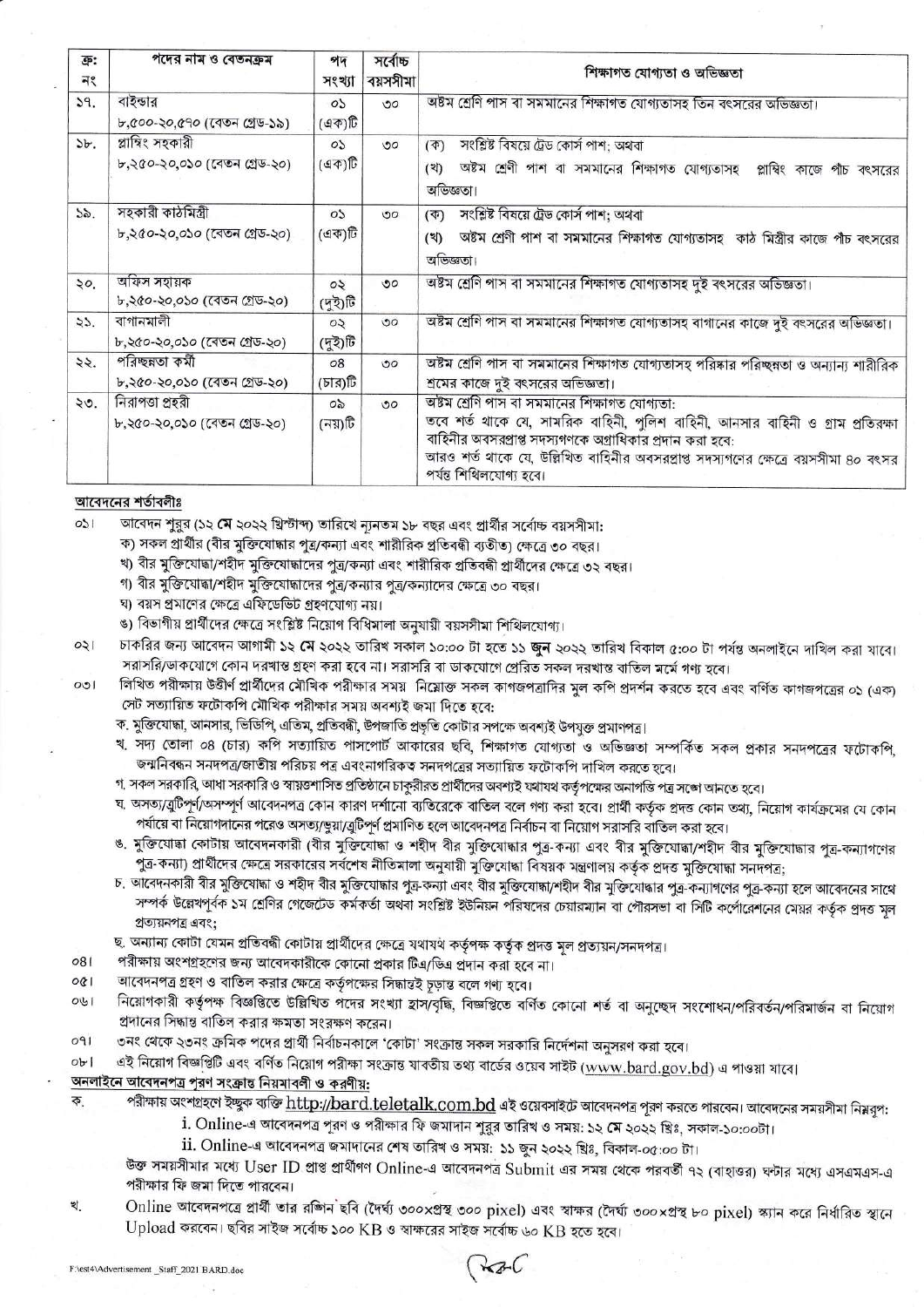| ক্র: নং | পদের নাম ও বেতনক্রম | পদ সংখ্যা | সর্বোচ্চ বয়সসীমা | শিক্ষাগত যোগ্যতা ও অভিজ্ঞতা |
|---|---|---|---|---|
| ১৭. | বাইন্ডার<br>৮,৫০০-২০,৫৭০ (বেতন গ্রেড-১৯) | ০১ (এক)টি | ৩০ | অষ্টম শ্রেণি পাস বা সমমানের শিক্ষাগত যোগ্যতাসহ তিন বৎসরের অভিজ্ঞতা। |
| ১৮. | প্লাম্বিং সহকারী<br>৮,২৫০-২০,০১০ (বেতন গ্রেড-২০) | ০১ (এক)টি | ৩০ | (ক) সংশ্লিষ্ট বিষয়ে ট্রেড কোর্স পাশ; অথবা<br>(খ) অষ্টম শ্রেণী পাশ বা সমমানের শিক্ষাগত যোগ্যতাসহ প্লাম্বিং কাজে পাঁচ বৎসরের অভিজ্ঞতা। |
| ১৯. | সহকারী কাঠমিস্ত্রী<br>৮,২৫০-২০,০১০ (বেতন গ্রেড-২০) | ০১ (এক)টি | ৩০ | (ক) সংশ্লিষ্ট বিষয়ে ট্রেড কোর্স পাশ; অথবা<br>(খ) অষ্টম শ্রেণী পাশ বা সমমানের শিক্ষাগত যোগ্যতাসহ কাঠ মিস্ত্রীর কাজে পাঁচ বৎসরের অভিজ্ঞতা। |
| ২০. | অফিস সহায়ক<br>৮,২৫০-২০,০১০ (বেতন গ্রেড-২০) | ০২ (দুই)টি | ৩০ | অষ্টম শ্রেণি পাস বা সমমানের শিক্ষাগত যোগ্যতাসহ দুই বৎসরের অভিজ্ঞতা। |
| ২১. | বাগানমালী<br>৮,২৫০-২০,০১০ (বেতন গ্রেড-২০) | ০২ (দুই)টি | ৩০ | অষ্টম শ্রেণি পাস বা সমমানের শিক্ষাগত যোগ্যতাসহ বাগানের কাজে দুই বৎসরের অভিজ্ঞতা। |
| ২২. | পরিচ্ছন্নতা কর্মী<br>৮,২৫০-২০,০১০ (বেতন গ্রেড-২০) | ০৪ (চার)টি | ৩০ | অষ্টম শ্রেণি পাস বা সমমানের শিক্ষাগত যোগ্যতাসহ পরিষ্কার পরিচ্ছন্নতা ও অন্যান্য শারীরিক শ্রমের কাজে দুই বৎসরের অভিজ্ঞতা। |
| ২৩. | নিরাপত্তা প্রহরী<br>৮,২৫০-২০,০১০ (বেতন গ্রেড-২০) | ০৯ (নয়)টি | ৩০ | অষ্টম শ্রেণি পাস বা সমমানের শিক্ষাগত যোগ্যতা:<br>তবে শর্ত থাকে যে, সামরিক বাহিনী, পুলিশ বাহিনী, আনসার বাহিনী ও গ্রাম প্রতিরক্ষা বাহিনীর অবসরপ্রাপ্ত সদস্যগণকে অগ্রাধিকার প্রদান করা হবে:<br>আরও শর্ত থাকে যে, উল্লিখিত বাহিনীর অবসরপ্রাপ্ত সদস্যগণের ক্ষেত্রে বয়সসীমা ৪০ বৎসর পর্যন্ত শিথিলযোগ্য হবে। |

**আবেদনের শর্তাবলীঃ**

০১। আবেদন শুরুর (১২ মে ২০২২ খ্রিস্টাব্দ) তারিখে ন্যূনতম ১৮ বছর এবং প্রার্থীর সর্বোচ্চ বয়সসীমা:
ক) সকল প্রার্থীর (বীর মুক্তিযোদ্ধার পুত্র/কন্যা এবং শারীরিক প্রতিবন্ধী ব্যতীত) ক্ষেত্রে ৩০ বছর।
খ) বীর মুক্তিযোদ্ধা/শহীদ মুক্তিযোদ্ধাদের পুত্র/কন্যা এবং শারীরিক প্রতিবন্ধী প্রার্থীদের ক্ষেত্রে ৩২ বছর।
গ) বীর মুক্তিযোদ্ধা/শহীদ মুক্তিযোদ্ধাদের পুত্র/কন্যার পুত্র/কন্যাদের ক্ষেত্রে ৩০ বছর।
ঘ) বয়স প্রমানের ক্ষেত্রে এফিডেভিট গ্রহণযোগ্য নয়।
ঙ) বিভাগীয় প্রার্থীদের ক্ষেত্রে সংশ্লিষ্ট নিয়োগ বিধিমালা অনুযায়ী বয়সসীমা শিথিলযোগ্য।

০২। চাকরির জন্য আবেদন আগামী ১২ মে ২০২২ তারিখ সকাল ১০:০০ টা হতে ১১ জুন ২০২২ তারিখ বিকাল ৫:০০ টা পর্যন্ত অনলাইনে দাখিল করা যাবে। সরাসরি/ডাকযোগে কোন দরখাস্ত গ্রহণ করা হবে না। সরাসরি বা ডাকযোগে প্রেরিত সকল দরখাস্ত বাতিল মর্মে গণ্য হবে।

০৩। লিখিত পরীক্ষায় উত্তীর্ণ প্রার্থীদের মৌখিক পরীক্ষার সময় নিম্নোক্ত সকল কাগজপত্রাদির মূল কপি প্রদর্শন করতে হবে এবং বর্ণিত কাগজপত্রের ০১ (এক) সেট সত্যায়িত ফটোকপি মৌখিক পরীক্ষার সময় অবশ্যই জমা দিতে হবে:
ক. মুক্তিযোদ্ধা, আনসার, ভিডিপি, এতিম, প্রতিবন্ধী, উপজাতি প্রভৃতি কোটার সপক্ষে অবশ্যই উপযুক্ত প্রমাণপত্র।
খ. সদ্য তোলা ০৪ (চার) কপি সত্যায়িত পাসপোর্ট আকারের ছবি, শিক্ষাগত যোগ্যতা ও অভিজ্ঞতা সম্পর্কিত সকল প্রকার সনদপত্রের ফটোকপি, জন্মনিবন্ধন সনদপত্র/জাতীয় পরিচয় পত্র এবংনাগরিকত্ব সনদপত্রের সত্যায়িত ফটোকপি দাখিল করতে হবে।
গ. সকল সরকারি, আধা সরকারি ও স্বায়ত্তশাসিত প্রতিষ্ঠানে চাকুরীরত প্রার্থীদের অবশ্যই যথাযথ কর্তৃপক্ষের অনাপত্তি পত্র সঙ্গে আনতে হবে।
ঘ. অসত্য/ত্রুটিপূর্ণ/অসম্পূর্ণ আবেদনপত্র কোন কারণ দর্শানো ব্যতিরেকে বাতিল বলে গণ্য করা হবে। প্রার্থী কর্তৃক প্রদত্ত কোন তথ্য, নিয়োগ কার্যক্রমের যে কোন পর্যায়ে বা নিয়োগদানের পরেও অসত্য/ভুয়া/ত্রুটিপূর্ণ প্রমাণিত হলে আবেদনপত্র নির্বাচন বা নিয়োগ সরাসরি বাতিল করা হবে।
ঙ. মুক্তিযোদ্ধা কোটায় আবেদনকারী (বীর মুক্তিযোদ্ধা ও শহীদ বীর মুক্তিযোদ্ধার পুত্র-কন্যা এবং বীর মুক্তিযোদ্ধা/শহীদ বীর মুক্তিযোদ্ধার পুত্র-কন্যাগণের পুত্র-কন্যা) প্রার্থীদের ক্ষেত্রে সরকারের সর্বশেষ নীতিমালা অনুযায়ী মুক্তিযোদ্ধা বিষয়ক মন্ত্রণালয় কর্তৃক প্রদত্ত মুক্তিযোদ্ধা সনদপত্র;
চ. আবেদনকারী বীর মুক্তিযোদ্ধা ও শহীদ বীর মুক্তিযোদ্ধার পুত্র-কন্যা এবং বীর মুক্তিযোদ্ধা/শহীদ বীর মুক্তিযোদ্ধার পুত্র-কন্যাগণের পুত্র-কন্যা হলে আবেদনের সাথে সম্পর্ক উল্লেখপূর্বক ১ম শ্রেণির গেজেটেড কর্মকর্তা অথবা সংশ্লিষ্ট ইউনিয়ন পরিষদের চেয়ারম্যান বা পৌরসভা বা সিটি কর্পোরেশনের মেয়র কর্তৃক প্রদত্ত মূল প্রত্যয়নপত্র এবং;
ছ. অন্যান্য কোটা যেমন প্রতিবন্ধী কোটায় প্রার্থীদের ক্ষেত্রে যথাযথ কর্তৃপক্ষ কর্তৃক প্রদত্ত মূল প্রত্যয়ন/সনদপত্র।

০৪। পরীক্ষায় অংশগ্রহণের জন্য আবেদনকারীকে কোনো প্রকার টিএ/ডিএ প্রদান করা হবে না।

০৫। আবেদনপত্র গ্রহণ ও বাতিল করার ক্ষেত্রে কর্তৃপক্ষের সিদ্ধান্তই চূড়ান্ত বলে গণ্য হবে।

০৬। নিয়োগকারী কর্তৃপক্ষ বিজ্ঞপ্তিতে উল্লিখিত পদের সংখ্যা হ্রাস/বৃদ্ধি, বিজ্ঞপ্তিতে বর্ণিত কোনো শর্ত বা অনুচ্ছেদ সংশোধন/পরিবর্তন/পরিমার্জন বা নিয়োগ প্রদানের সিদ্ধান্ত বাতিল করার ক্ষমতা সংরক্ষণ করেন।

০৭। ৩নং থেকে ২৩নং ক্রমিক পদের প্রার্থী নির্বাচনকালে 'কোটা' সংক্রান্ত সকল সরকারি নির্দেশনা অনুসরণ করা হবে।

০৮। এই নিয়োগ বিজ্ঞপ্তি এবং বর্ণিত নিয়োগ পরীক্ষা সংক্রান্ত যাবতীয় তথ্য বার্ডের ওয়েব সাইট (www.bard.gov.bd) এ পাওয়া যাবে।

**অনলাইনে আবেদনপত্র পূরণ সংক্রান্ত নিয়মাবলী ও করণীয়:**

ক. পরীক্ষায় অংশগ্রহণে ইচ্ছুক ব্যক্তি http://bard.teletalk.com.bd এই ওয়েবসাইটে আবেদনপত্র পূরণ করতে পারবেন। আবেদনের সময়সীমা নিম্নরূপ:
i. Online-এ আবেদনপত্র পূরণ ও পরীক্ষার ফি জমাদান শুরুর তারিখ ও সময়: ১২ মে ২০২২ খ্রিঃ, সকাল-১০:০০টা।
ii. Online-এ আবেদনপত্র জমাদানের শেষ তারিখ ও সময়: ১১ জুন ২০২২ খ্রিঃ, বিকাল-০৫:০০ টা।
উক্ত সময়সীমার মধ্যে User ID প্রাপ্ত প্রার্থীগণ Online-এ আবেদনপত্র Submit এর সময় থেকে পরবর্তী ৭২ (বাহাত্তর) ঘন্টার মধ্যে এসএমএস-এ পরীক্ষার ফি জমা দিতে পারবেন।

খ. Online আবেদনপত্রে প্রার্থী তার রঙ্গিন ছবি (দৈর্ঘ্য ৩০০×প্রস্থ ৩০০ pixel) এবং স্বাক্ষর (দৈর্ঘ্য ৩০০×প্রস্থ ৮০ pixel) স্ক্যান করে নির্ধারিত স্থানে Upload করবেন। ছবির সাইজ সর্বোচ্চ ১০০ KB ও স্বাক্ষরের সাইজ সর্বোচ্চ ৬০ KB হতে হবে।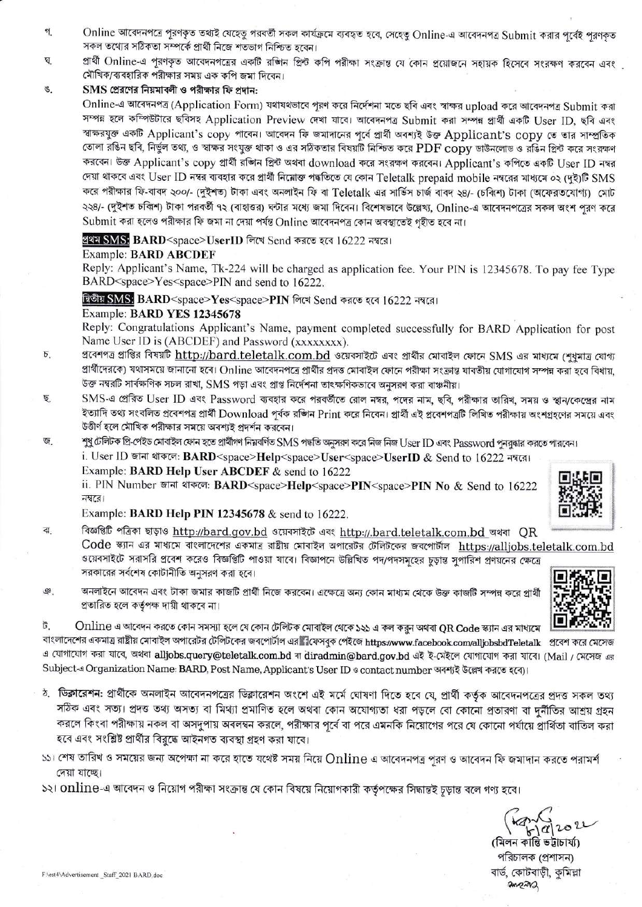গ. Online আবেদনপত্রে পূরণকৃত তথ্যই যেহেতু পরবর্তী সকল কার্যক্রমে ব্যবহৃত হবে, সেহেতু Online-এ আবেদনপত্র Submit করার পূর্বেই পূরণকৃত সকল তথ্যের সঠিকতা সম্পর্কে প্রার্থী নিজে শতভাগ নিশ্চিত হবেন।

ঘ. প্রার্থী Online-এ পূরণকৃত আবেদনপত্রের একটি রঙিন প্রিন্ট কপি পরীক্ষা সংক্রান্ত যে কোন প্রয়োজনে সহায়ক হিসেবে সংরক্ষণ করবেন এবং মৌখিক/ব্যবহারিক পরীক্ষার সময় এক কপি জমা দিবেন।

ঙ. **SMS প্রেরণের নিয়মাবলী ও পরীক্ষার ফি প্রদান:**

Online-এ আবেদনপত্র (Application Form) যথাযথভাবে পূরণ করে নির্দেশনা মতে ছবি এবং স্বাক্ষর upload করে আবেদনপত্র Submit করা সম্পন্ন হলে কম্পিউটারে ছবিসহ Application Preview দেখা যাবে। আবেদনপত্র Submit করা সম্পন্ন প্রার্থী একটি User ID, ছবি এবং স্বাক্ষরযুক্ত একটি Applicant's copy পাবেন। আবেদন ফি জমাদানের পূর্বে প্রার্থী অবশ্যই উক্ত Applicant's copy তে তার সাম্প্রতিক তোলা রঙিন ছবি, নির্ভুল তথ্য, ও স্বাক্ষর সংযুক্ত থাকা ও এর সঠিকতার বিষয়টি নিশ্চিত করে PDF copy ডাউনলোড ও রঙিন প্রিন্ট করে সংরক্ষণ করবেন। উক্ত Applicant's copy প্রার্থী রঙিন প্রিন্ট অথবা download করে সংরক্ষণ করবেন। Applicant's কপিতে একটি User ID নম্বর দেয়া থাকবে এবং User ID নম্বর ব্যবহার করে প্রার্থী নিম্নোক্ত পদ্ধতিতে যে কোন Teletalk prepaid mobile নম্বরের মাধ্যমে ০২ (দুই)টি SMS করে পরীক্ষার ফি-বাবদ ২০০/- (দুইশত) টাকা এবং অনলাইন ফি বা Teletalk এর সার্ভিস চার্জ বাবদ ২৪/- (চব্বিশ) টাকা (অফেরতযোগ্য) মোট ২২৪/- (দুইশত চব্বিশ) টাকা পরবর্তী ৭২ (বাহাত্তর) ঘন্টার মধ্যে জমা দিবেন। বিশেষভাবে উল্লেখ্য, Online-এ আবেদনপত্রের সকল অংশ পূরণ করে Submit করা হলেও পরীক্ষার ফি জমা না দেয়া পর্যন্ত Online আবেদনপত্র কোন অবস্থাতেই গৃহীত হবে না।

**প্রথম SMS:** **BARD<space>UserID** লিখে Send করতে হবে 16222 নম্বরে।

Example: **BARD ABCDEF**

Reply: Applicant's Name, Tk-224 will be charged as application fee. Your PIN is 12345678. To pay fee Type BARD<space>Yes<space>PIN and send to 16222.

**দ্বিতীয় SMS:** **BARD<space>Yes<space>PIN** লিখে Send করতে হবে 16222 নম্বরে।

Example: **BARD YES 12345678**

Reply: Congratulations Applicant's Name, payment completed successfully for BARD Application for post Name User ID is (ABCDEF) and Password (xxxxxxxx).

চ. প্রবেশপত্র প্রাপ্তির বিষয়টি http://bard.teletalk.com.bd ওয়েবসাইটে এবং প্রার্থীর মোবাইল ফোনে SMS এর মাধ্যমে (শুধুমাত্র যোগ্য প্রার্থীদেরকে) যথাসময়ে জানানো হবে। Online আবেদনপত্রে প্রার্থীর প্রদত্ত মোবাইল ফোনে পরীক্ষা সংক্রান্ত যাবতীয় যোগাযোগ সম্পন্ন করা হবে বিধায়, উক্ত নম্বরটি সার্বক্ষণিক সচল রাখা, SMS পড়া এবং প্রাপ্ত নির্দেশনা তাৎক্ষণিকভাবে অনুসরণ করা বাঞ্ছনীয়।

ছ. SMS-এ প্রেরিত User ID এবং Password ব্যবহার করে পরবর্তীতে রোল নম্বর, পদের নাম, ছবি, পরীক্ষার তারিখ, সময় ও স্থান/কেন্দ্রের নাম ইত্যাদি তথ্য সংবলিত প্রবেশপত্র প্রার্থী Download পূর্বক রঙিন Print করে নিবেন। প্রার্থী এই প্রবেশপত্রটি লিখিত পরীক্ষায় অংশগ্রহণের সময়ে এবং উত্তীর্ণ হলে মৌখিক পরীক্ষার সময়ে অবশ্যই প্রদর্শন করবেন।

জ. শুধু টেলিটক প্রি-পেইড মোবাইল ফোন হতে প্রার্থীগণ নিম্নবর্ণিত SMS পদ্ধতি অনুসরণ করে নিজ নিজ User ID এবং Password পুনরুদ্ধার করতে পারবেন।

i. User ID জানা থাকলে: **BARD<space>Help<space>User<space>UserID** & Send to 16222 নম্বরে।

Example: **BARD Help User ABCDEF** & send to 16222

ii. PIN Number জানা থাকলে: **BARD<space>Help<space>PIN<space>PIN No** & Send to 16222 নম্বরে।

Example: **BARD Help PIN 12345678** & send to 16222.

ঝ. বিজ্ঞপ্তিটি পত্রিকা ছাড়াও http://bard.gov.bd ওয়েবসাইটে এবং http://.bard.teletalk.com.bd অথবা QR Code স্ক্যান এর মাধ্যমে বাংলাদেশের একমাত্র রাষ্ট্রীয় মোবাইল অপারেটর টেলিটকের জবপোর্টাল https://alljobs.teletalk.com.bd ওয়েবসাইটে সরাসরি প্রবেশ করেও বিজ্ঞপ্তিটি পাওয়া যাবে। বিজ্ঞাপনে উল্লিখিত পদ/পদসমূহের চূড়ান্ত সুপারিশ প্রণয়নের ক্ষেত্রে সরকারের সর্বশেষ কোটানীতি অনুসরণ করা হবে।

ঞ. অনলাইনে আবেদন এবং টাকা জমার কাজটি প্রার্থী নিজে করবেন। এক্ষেত্রে অন্য কোন মাধ্যম থেকে উক্ত কাজটি সম্পন্ন করে প্রার্থী প্রতারিত হলে কর্তৃপক্ষ দায়ী থাকবে না।

ট. Online এ আবেদন করতে কোন সমস্যা হলে যে কোন টেলিটক মোবাইল থেকে ১২১ এ কল করুন অথবা QR Code স্ক্যান এর মাধ্যমে বাংলাদেশের একমাত্র রাষ্ট্রীয় মোবাইল অপারেটর টেলিটকের জবপোর্টাল এর ফেসবুক পেইজে https://www.facebook.com/alljobsbdTeletalk প্রবেশ করে মেসেজ এ যোগাযোগ করা যাবে, অথবা alljobs.query@teletalk.com.bd বা diradmin@bard.gov.bd এই ই-মেইলে যোগাযোগ করা যাবে। (Mail / মেসেজ এর Subject-এ Organization Name: BARD, Post Name, Applicant's User ID ও contact number অবশ্যই উল্লেখ করতে হবে)।

১. **ডিক্লারেশন:** প্রার্থীকে অনলাইন আবেদনপত্রের ডিক্লারেশন অংশে এই মর্মে ঘোষণা দিতে হবে যে, প্রার্থী কর্তৃক আবেদনপত্রের প্রদত্ত সকল তথ্য সঠিক এবং সত্য। প্রদত্ত তথ্য অসত্য বা মিথ্যা প্রমাণিত হলে অথবা কোন অযোগ্যতা ধরা পড়লে বা কোনো প্রতারণা বা দুর্নীতির আশ্রয় গ্রহন করলে কিংবা পরীক্ষায় নকল বা অসদুপায় অবলম্বন করলে, পরীক্ষার পূর্বে বা পরে এমনকি নিয়োগের পরে যে কোনো পর্যায়ে প্রার্থিতা বাতিল করা হবে এবং সংশ্লিষ্ট প্রার্থীর বিরুদ্ধে আইনগত ব্যবস্থা গ্রহণ করা যাবে।

১১। শেষ তারিখ ও সময়ের জন্য অপেক্ষা না করে হাতে যথেষ্ট সময় নিয়ে Online এ আবেদনপত্র পূরণ ও আবেদন ফি জমাদান করতে পরামর্শ দেয়া যাচ্ছে।

১২। online-এ আবেদন ও নিয়োগ পরীক্ষা সংক্রান্ত যে কোন বিষয়ে নিয়োগকারী কর্তৃপক্ষের সিদ্ধান্তই চূড়ান্ত বলে গণ্য হবে।

(মিলন কান্তি ভট্টাচার্য)
পরিচালক (প্রশাসন)
বার্ড, কোটবাড়ী, কুমিল্লা

F:\est4\Advertisement _Staff_2021 BARD.doc